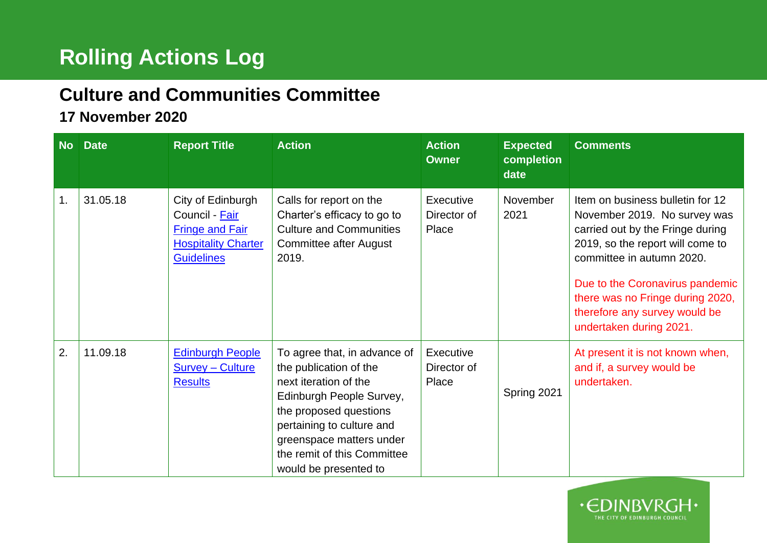# Rolling Actions Log

## Culture and Communities Committee

### 17 November 2020

| No | Date | Report Title | Action | Action Owner | Expected completion date | Comments |
|---|---|---|---|---|---|---|
| 1. | 31.05.18 | City of Edinburgh Council - Fair Fringe and Fair Hospitality Charter Guidelines | Calls for report on the Charter's efficacy to go to Culture and Communities Committee after August 2019. | Executive Director of Place | November 2021 | Item on business bulletin for 12 November 2019. No survey was carried out by the Fringe during 2019, so the report will come to committee in autumn 2020.<br><br>Due to the Coronavirus pandemic there was no Fringe during 2020, therefore any survey would be undertaken during 2021. |
| 2. | 11.09.18 | Edinburgh People Survey – Culture Results | To agree that, in advance of the publication of the next iteration of the Edinburgh People Survey, the proposed questions pertaining to culture and greenspace matters under the remit of this Committee would be presented to | Executive Director of Place | Spring 2021 | At present it is not known when, and if, a survey would be undertaken. |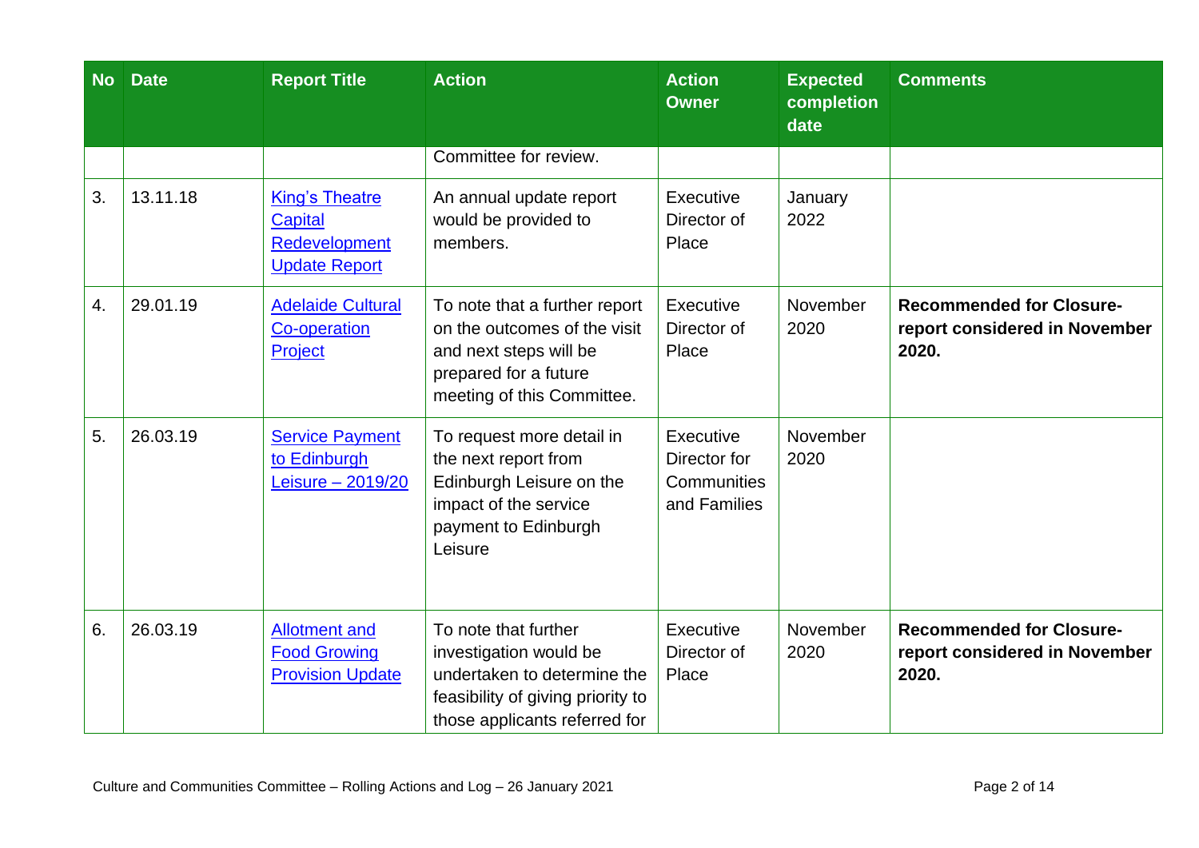| No | Date | Report Title | Action | Action Owner | Expected completion date | Comments |
|---|---|---|---|---|---|---|
| | | | Committee for review. | | | |
| 3. | 13.11.18 | King's Theatre Capital Redevelopment Update Report | An annual update report would be provided to members. | Executive Director of Place | January 2022 | |
| 4. | 29.01.19 | Adelaide Cultural Co-operation Project | To note that a further report on the outcomes of the visit and next steps will be prepared for a future meeting of this Committee. | Executive Director of Place | November 2020 | **Recommended for Closure- report considered in November 2020.** |
| 5. | 26.03.19 | Service Payment to Edinburgh Leisure – 2019/20 | To request more detail in the next report from Edinburgh Leisure on the impact of the service payment to Edinburgh Leisure | Executive Director for Communities and Families | November 2020 | |
| 6. | 26.03.19 | Allotment and Food Growing Provision Update | To note that further investigation would be undertaken to determine the feasibility of giving priority to those applicants referred for | Executive Director of Place | November 2020 | **Recommended for Closure- report considered in November 2020.** |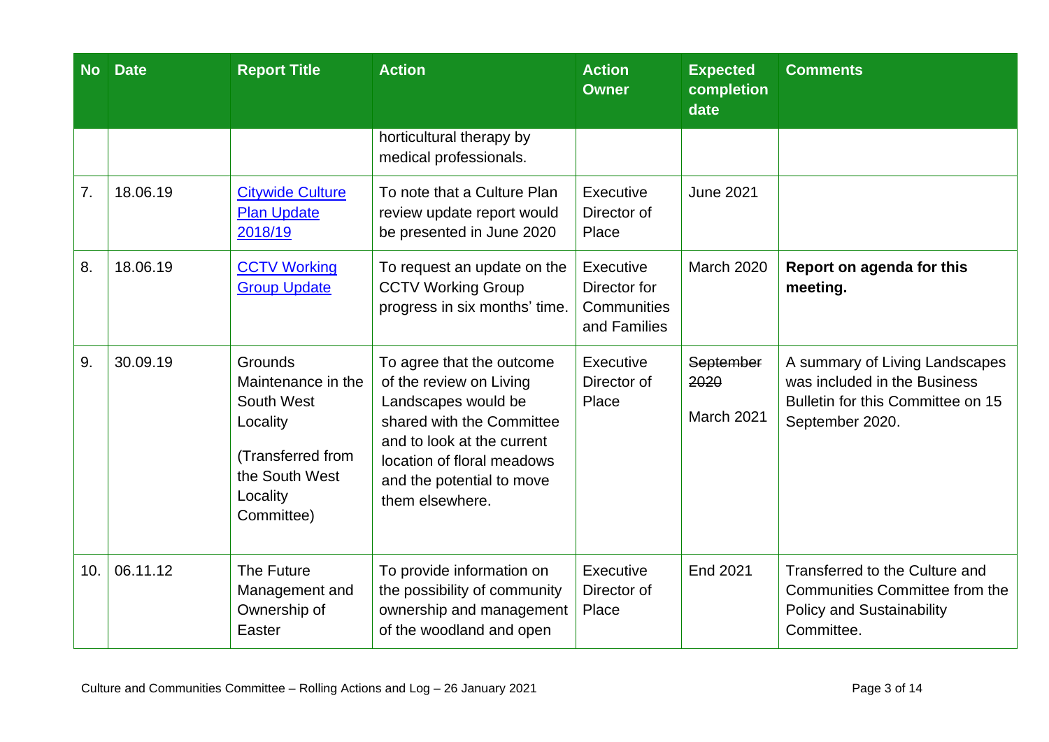| No | Date | Report Title | Action | Action Owner | Expected completion date | Comments |
|---|---|---|---|---|---|---|
| | | | horticultural therapy by medical professionals. | | | |
| 7. | 18.06.19 | [Citywide Culture Plan Update 2018/19]() | To note that a Culture Plan review update report would be presented in June 2020 | Executive Director of Place | June 2021 | |
| 8. | 18.06.19 | [CCTV Working Group Update]() | To request an update on the CCTV Working Group progress in six months' time. | Executive Director for Communities and Families | March 2020 | **Report on agenda for this meeting.** |
| 9. | 30.09.19 | Grounds Maintenance in the South West Locality (Transferred from the South West Locality Committee) | To agree that the outcome of the review on Living Landscapes would be shared with the Committee and to look at the current location of floral meadows and the potential to move them elsewhere. | Executive Director of Place | ~~September 2020~~ March 2021 | A summary of Living Landscapes was included in the Business Bulletin for this Committee on 15 September 2020. |
| 10. | 06.11.12 | The Future Management and Ownership of Easter | To provide information on the possibility of community ownership and management of the woodland and open | Executive Director of Place | End 2021 | Transferred to the Culture and Communities Committee from the Policy and Sustainability Committee. |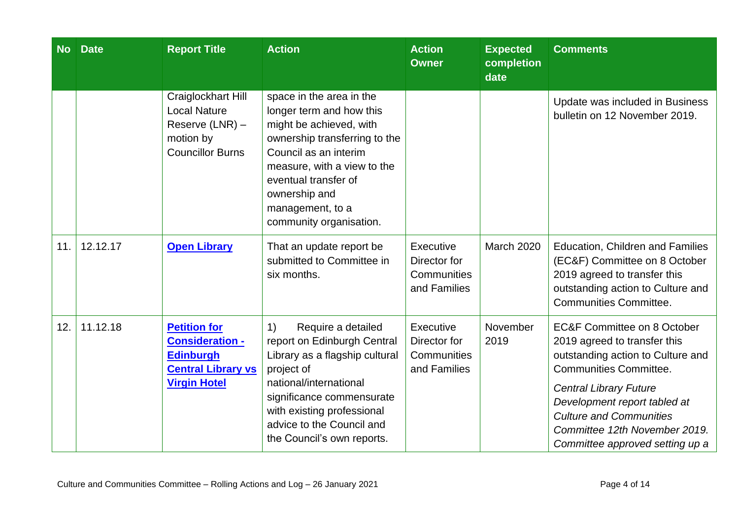| No | Date | Report Title | Action | Action Owner | Expected completion date | Comments |
|---|---|---|---|---|---|---|
| | | Craiglockhart Hill Local Nature Reserve (LNR) – motion by Councillor Burns | space in the area in the longer term and how this might be achieved, with ownership transferring to the Council as an interim measure, with a view to the eventual transfer of ownership and management, to a community organisation. | | | Update was included in Business bulletin on 12 November 2019. |
| 11. | 12.12.17 | **Open Library** | That an update report be submitted to Committee in six months. | Executive Director for Communities and Families | March 2020 | Education, Children and Families (EC&F) Committee on 8 October 2019 agreed to transfer this outstanding action to Culture and Communities Committee. |
| 12. | 11.12.18 | **Petition for Consideration - Edinburgh Central Library vs Virgin Hotel** | 1) Require a detailed report on Edinburgh Central Library as a flagship cultural project of national/international significance commensurate with existing professional advice to the Council and the Council's own reports. | Executive Director for Communities and Families | November 2019 | EC&F Committee on 8 October 2019 agreed to transfer this outstanding action to Culture and Communities Committee.<br><br>*Central Library Future Development report tabled at Culture and Communities Committee 12th November 2019. Committee approved setting up a* |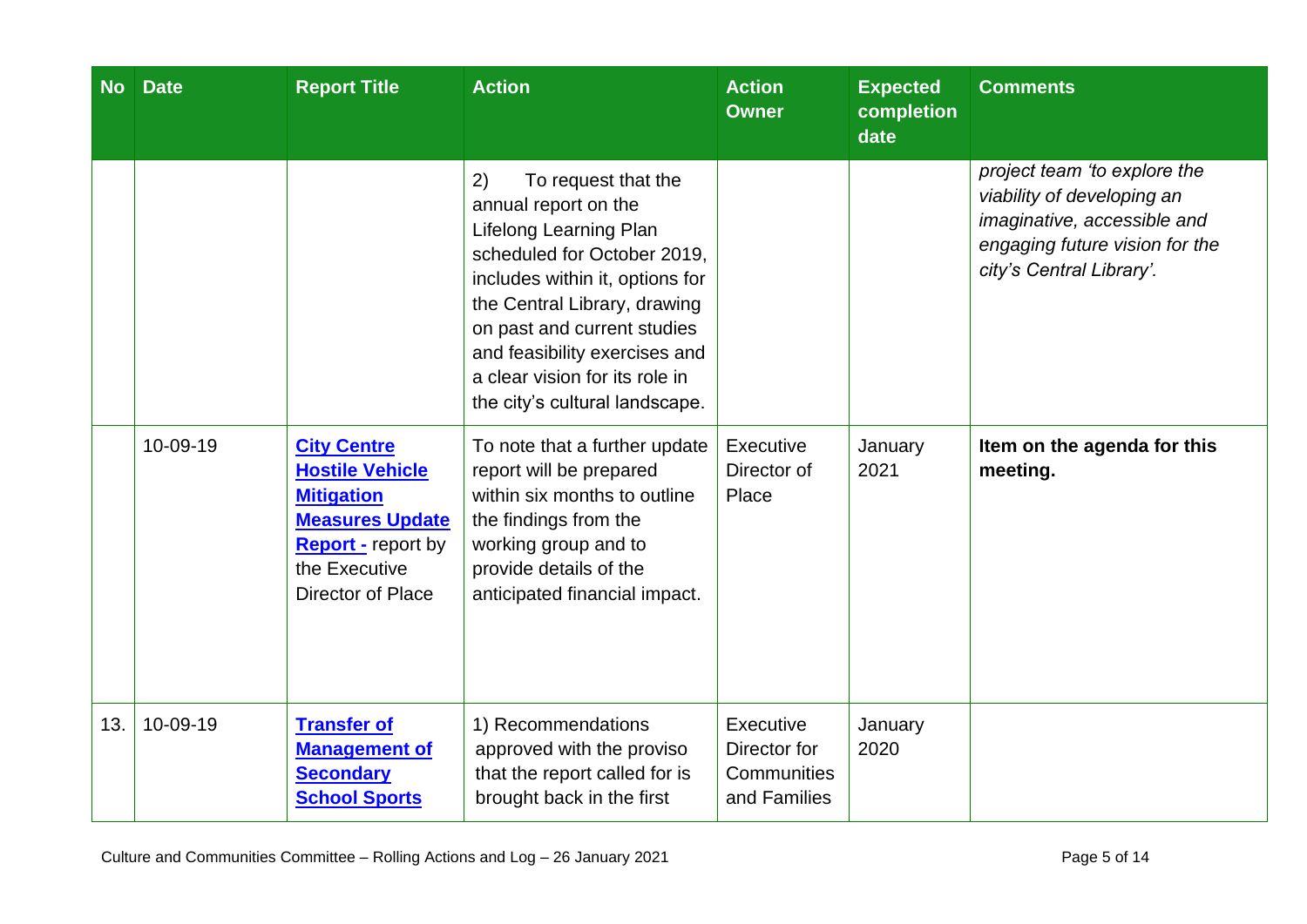| No | Date | Report Title | Action | Action Owner | Expected completion date | Comments |
|---|---|---|---|---|---|---|
| | | | 2) To request that the annual report on the Lifelong Learning Plan scheduled for October 2019, includes within it, options for the Central Library, drawing on past and current studies and feasibility exercises and a clear vision for its role in the city's cultural landscape. | | | *project team 'to explore the viability of developing an imaginative, accessible and engaging future vision for the city's Central Library'.* |
| | 10-09-19 | **City Centre Hostile Vehicle Mitigation Measures Update Report -** report by the Executive Director of Place | To note that a further update report will be prepared within six months to outline the findings from the working group and to provide details of the anticipated financial impact. | Executive Director of Place | January 2021 | **Item on the agenda for this meeting.** |
| 13. | 10-09-19 | **Transfer of Management of Secondary School Sports** | 1) Recommendations approved with the proviso that the report called for is brought back in the first | Executive Director for Communities and Families | January 2020 | |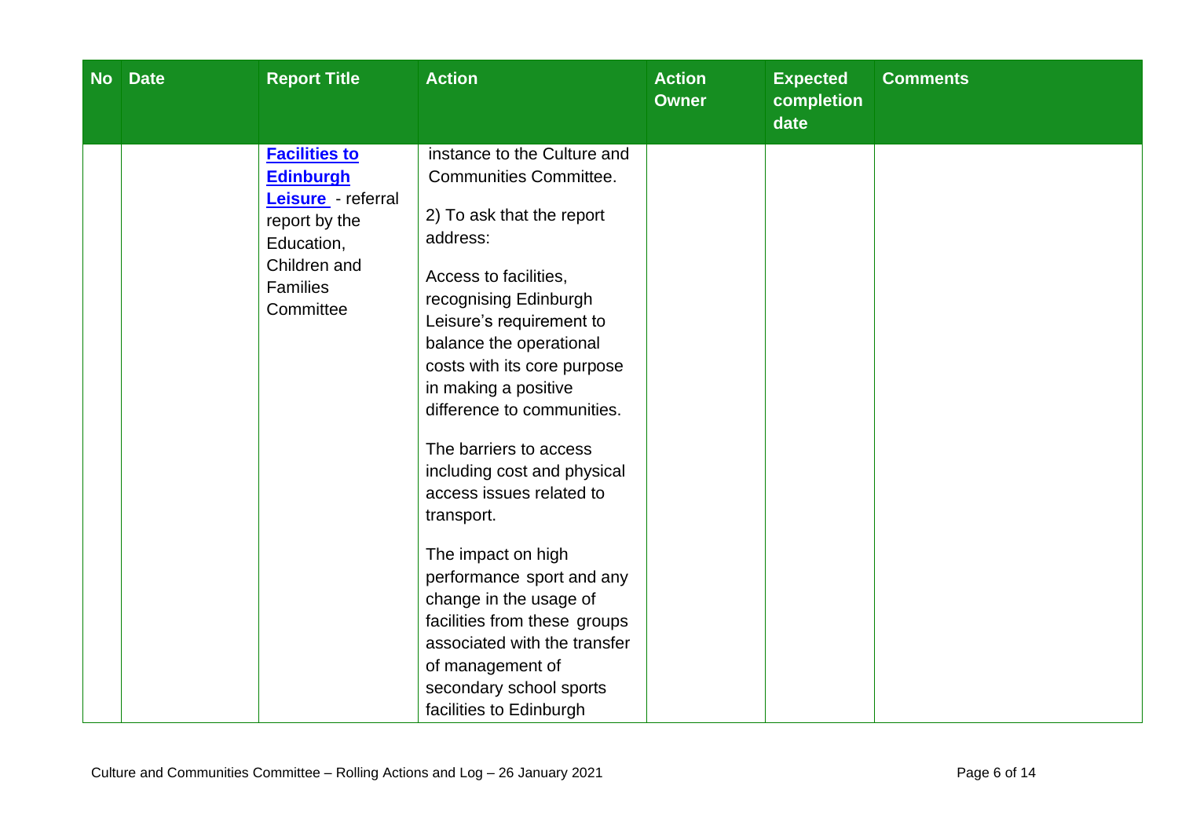| No | Date | Report Title | Action | Action Owner | Expected completion date | Comments |
|---|---|---|---|---|---|---|
| | | **Facilities to Edinburgh Leisure** - referral report by the Education, Children and Families Committee | instance to the Culture and Communities Committee.<br><br>2) To ask that the report address:<br><br>Access to facilities, recognising Edinburgh Leisure's requirement to balance the operational costs with its core purpose in making a positive difference to communities.<br><br>The barriers to access including cost and physical access issues related to transport.<br><br>The impact on high performance sport and any change in the usage of facilities from these groups associated with the transfer of management of secondary school sports facilities to Edinburgh | | | |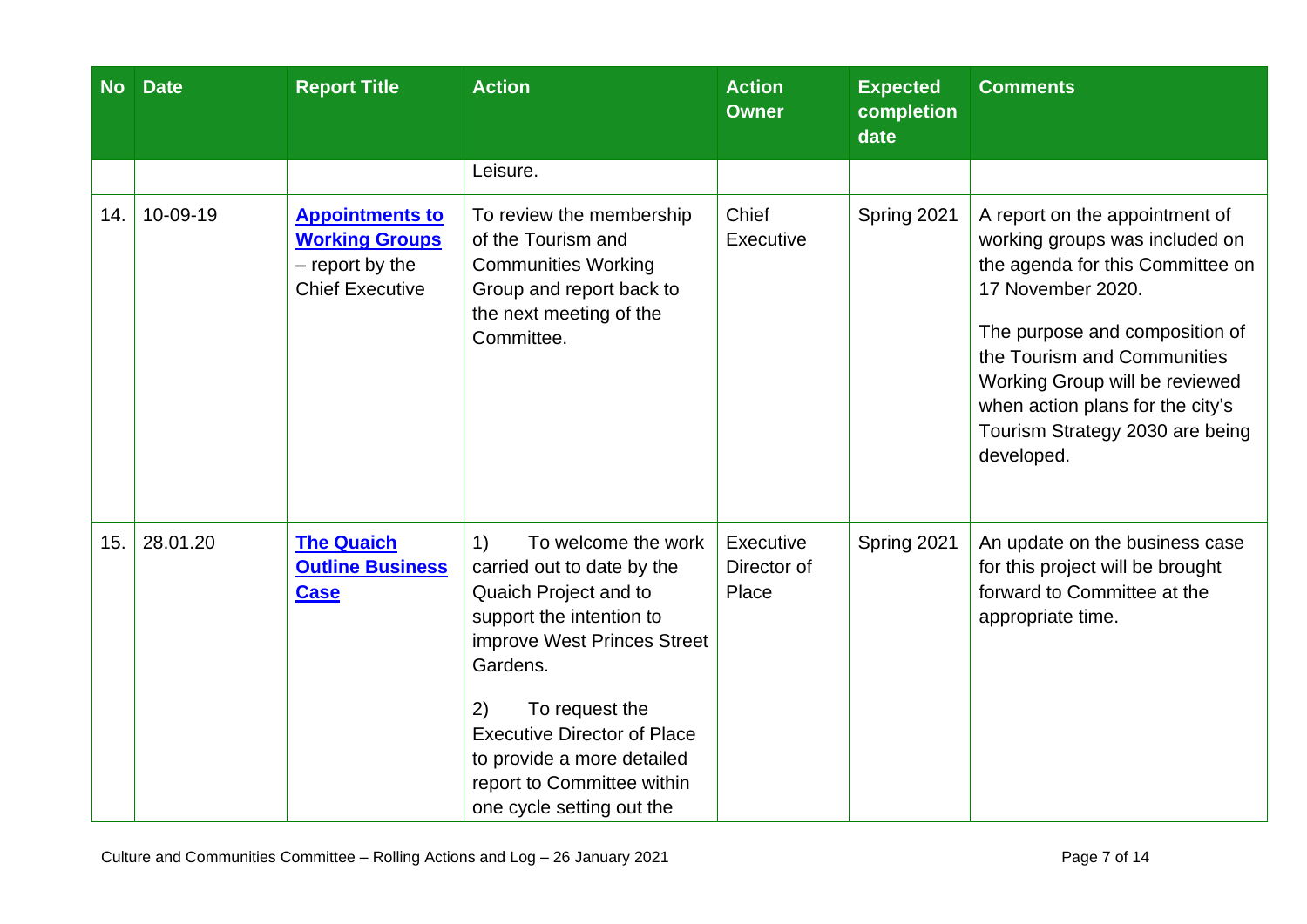| No | Date | Report Title | Action | Action Owner | Expected completion date | Comments |
|---|---|---|---|---|---|---|
| | | | Leisure. | | | |
| 14. | 10-09-19 | **Appointments to Working Groups** – report by the Chief Executive | To review the membership of the Tourism and Communities Working Group and report back to the next meeting of the Committee. | Chief Executive | Spring 2021 | A report on the appointment of working groups was included on the agenda for this Committee on 17 November 2020.<br><br>The purpose and composition of the Tourism and Communities Working Group will be reviewed when action plans for the city's Tourism Strategy 2030 are being developed. |
| 15. | 28.01.20 | **The Quaich Outline Business Case** | 1) To welcome the work carried out to date by the Quaich Project and to support the intention to improve West Princes Street Gardens.<br><br>2) To request the Executive Director of Place to provide a more detailed report to Committee within one cycle setting out the | Executive Director of Place | Spring 2021 | An update on the business case for this project will be brought forward to Committee at the appropriate time. |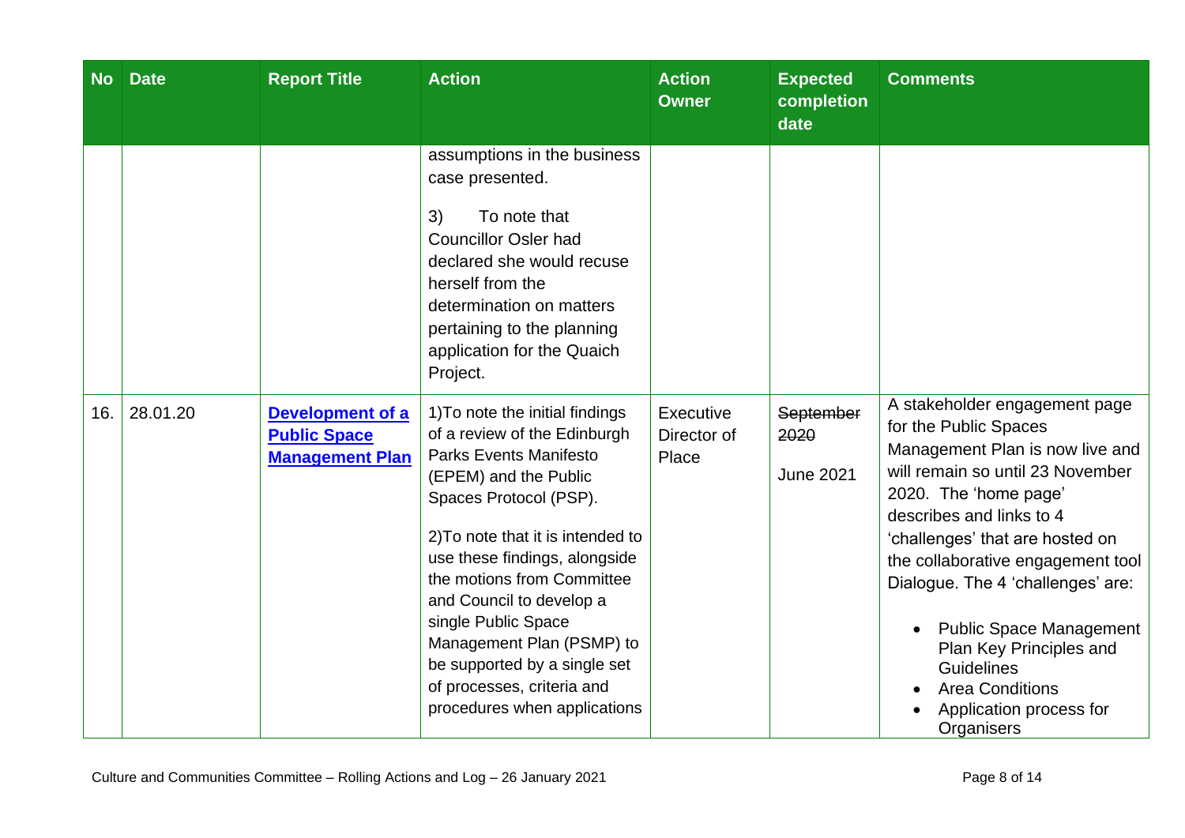| No | Date | Report Title | Action | Action Owner | Expected completion date | Comments |
|---|---|---|---|---|---|---|
| | | | assumptions in the business case presented.<br><br>3) To note that Councillor Osler had declared she would recuse herself from the determination on matters pertaining to the planning application for the Quaich Project. | | | |
| 16. | 28.01.20 | **Development of a Public Space Management Plan** | 1)To note the initial findings of a review of the Edinburgh Parks Events Manifesto (EPEM) and the Public Spaces Protocol (PSP).<br><br>2)To note that it is intended to use these findings, alongside the motions from Committee and Council to develop a single Public Space Management Plan (PSMP) to be supported by a single set of processes, criteria and procedures when applications | Executive Director of Place | ~~September 2020~~<br><br>June 2021 | A stakeholder engagement page for the Public Spaces Management Plan is now live and will remain so until 23 November 2020. The 'home page' describes and links to 4 'challenges' that are hosted on the collaborative engagement tool Dialogue. The 4 'challenges' are:<br><br>• Public Space Management Plan Key Principles and Guidelines<br>• Area Conditions<br>• Application process for Organisers |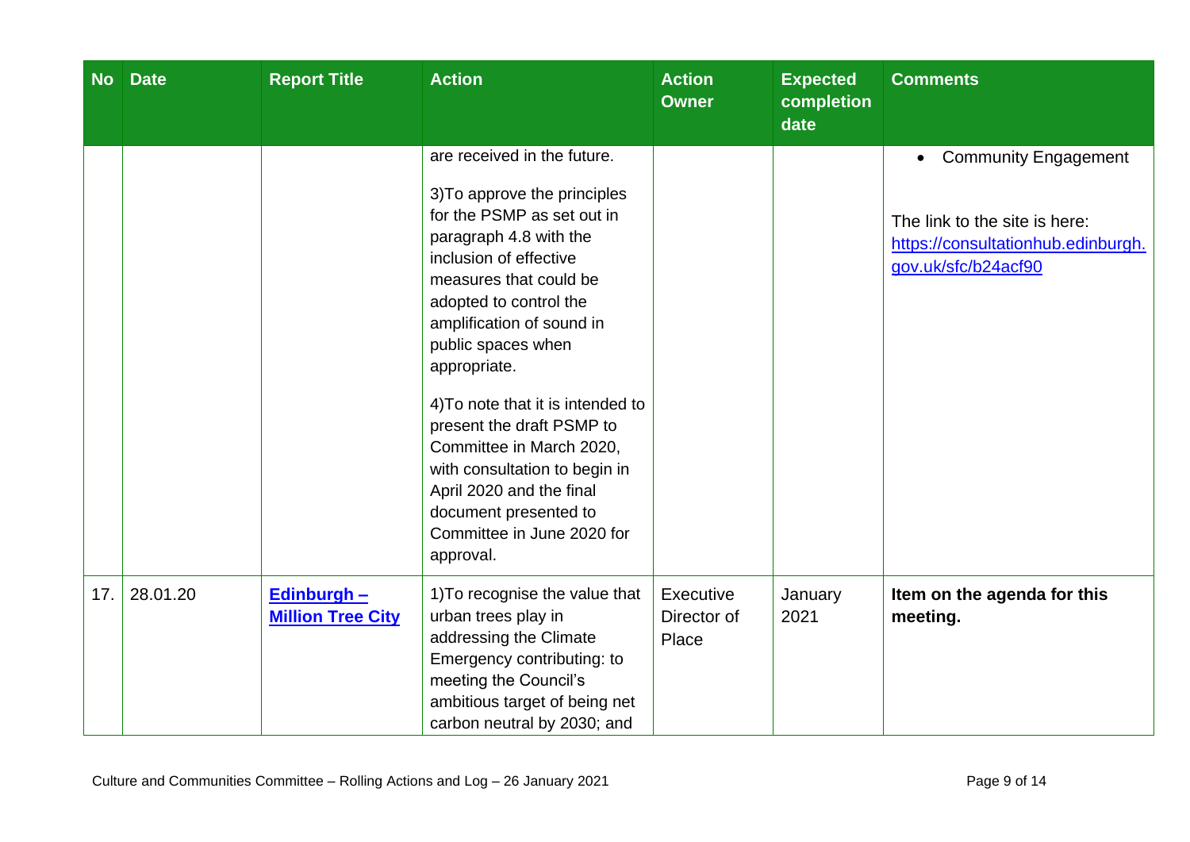| No | Date | Report Title | Action | Action Owner | Expected completion date | Comments |
|---|---|---|---|---|---|---|
| | | | are received in the future.<br><br>3)To approve the principles for the PSMP as set out in paragraph 4.8 with the inclusion of effective measures that could be adopted to control the amplification of sound in public spaces when appropriate.<br><br>4)To note that it is intended to present the draft PSMP to Committee in March 2020, with consultation to begin in April 2020 and the final document presented to Committee in June 2020 for approval. | | | • Community Engagement<br><br>The link to the site is here: [https://consultationhub.edinburgh.gov.uk/sfc/b24acf90](https://consultationhub.edinburgh.gov.uk/sfc/b24acf90) |
| 17. | 28.01.20 | **Edinburgh – Million Tree City** | 1)To recognise the value that urban trees play in addressing the Climate Emergency contributing: to meeting the Council's ambitious target of being net carbon neutral by 2030; and | Executive Director of Place | January 2021 | **Item on the agenda for this meeting.** |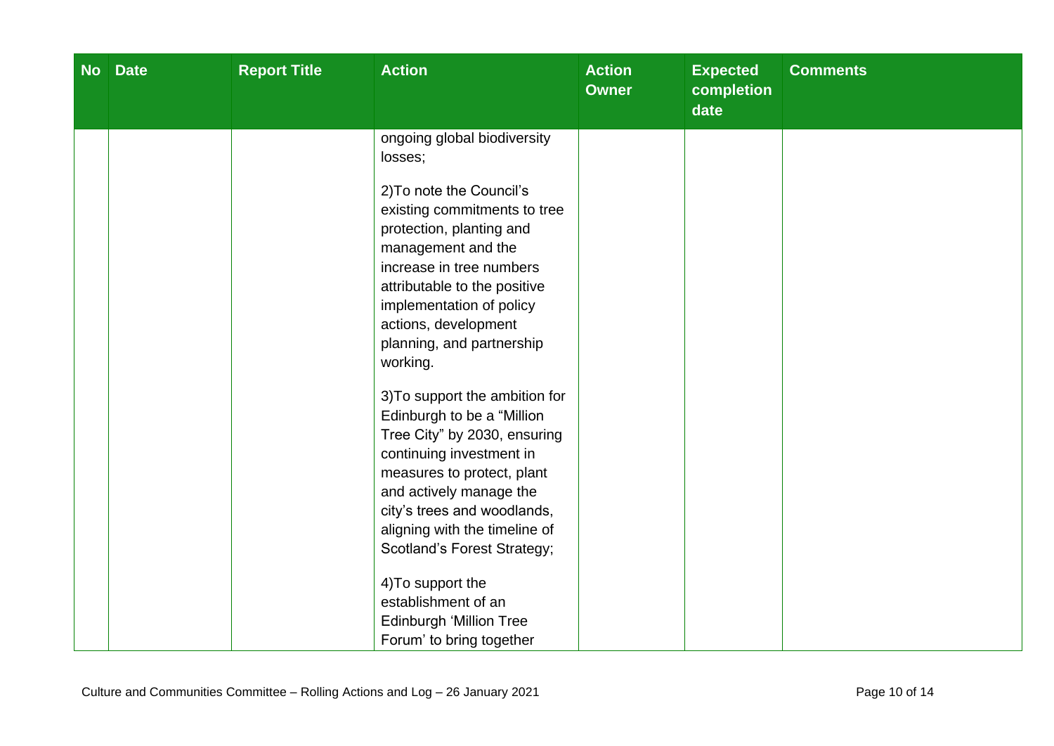| No | Date | Report Title | Action | Action Owner | Expected completion date | Comments |
|---|---|---|---|---|---|---|
| | | | ongoing global biodiversity losses;<br><br>2)To note the Council's existing commitments to tree protection, planting and management and the increase in tree numbers attributable to the positive implementation of policy actions, development planning, and partnership working.<br><br>3)To support the ambition for Edinburgh to be a "Million Tree City" by 2030, ensuring continuing investment in measures to protect, plant and actively manage the city's trees and woodlands, aligning with the timeline of Scotland's Forest Strategy;<br><br>4)To support the establishment of an Edinburgh 'Million Tree Forum' to bring together | | | |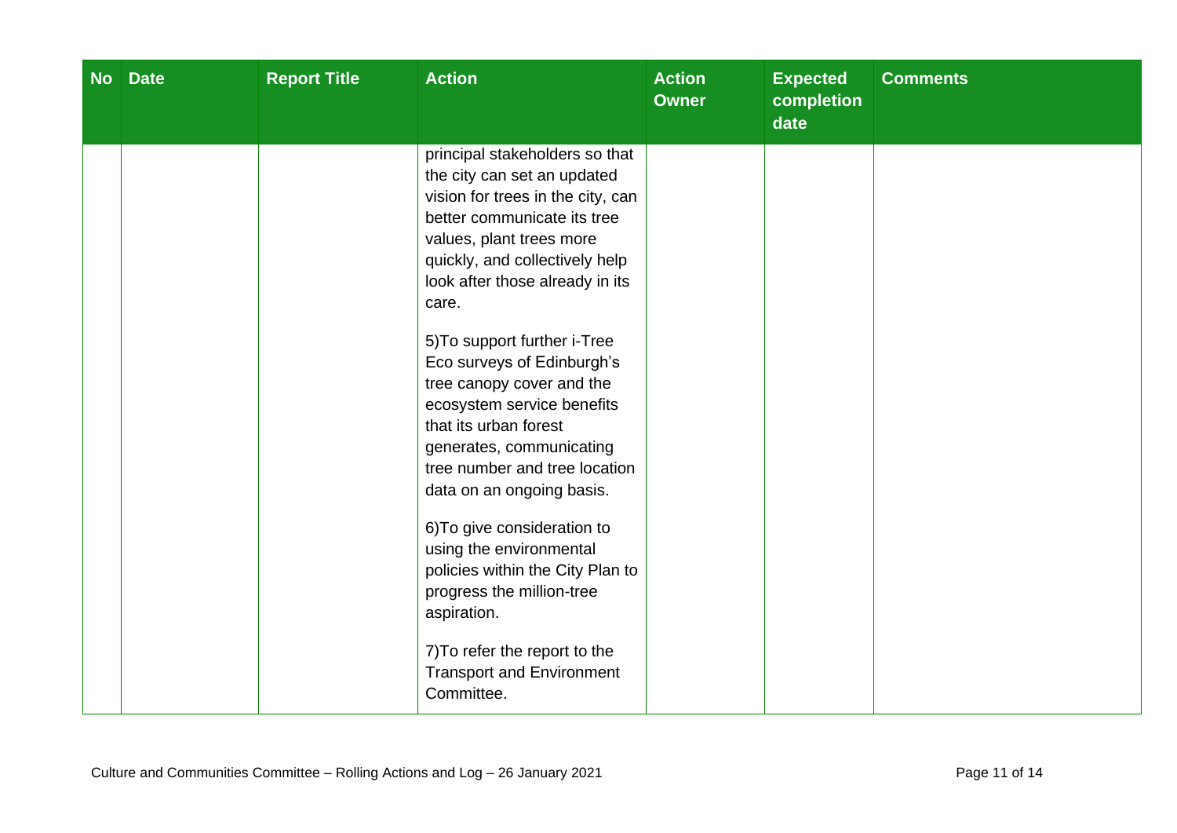| No | Date | Report Title | Action | Action Owner | Expected completion date | Comments |
|---|---|---|---|---|---|---|
| | | | principal stakeholders so that the city can set an updated vision for trees in the city, can better communicate its tree values, plant trees more quickly, and collectively help look after those already in its care.<br><br>5)To support further i-Tree Eco surveys of Edinburgh's tree canopy cover and the ecosystem service benefits that its urban forest generates, communicating tree number and tree location data on an ongoing basis.<br><br>6)To give consideration to using the environmental policies within the City Plan to progress the million-tree aspiration.<br><br>7)To refer the report to the Transport and Environment Committee. | | | |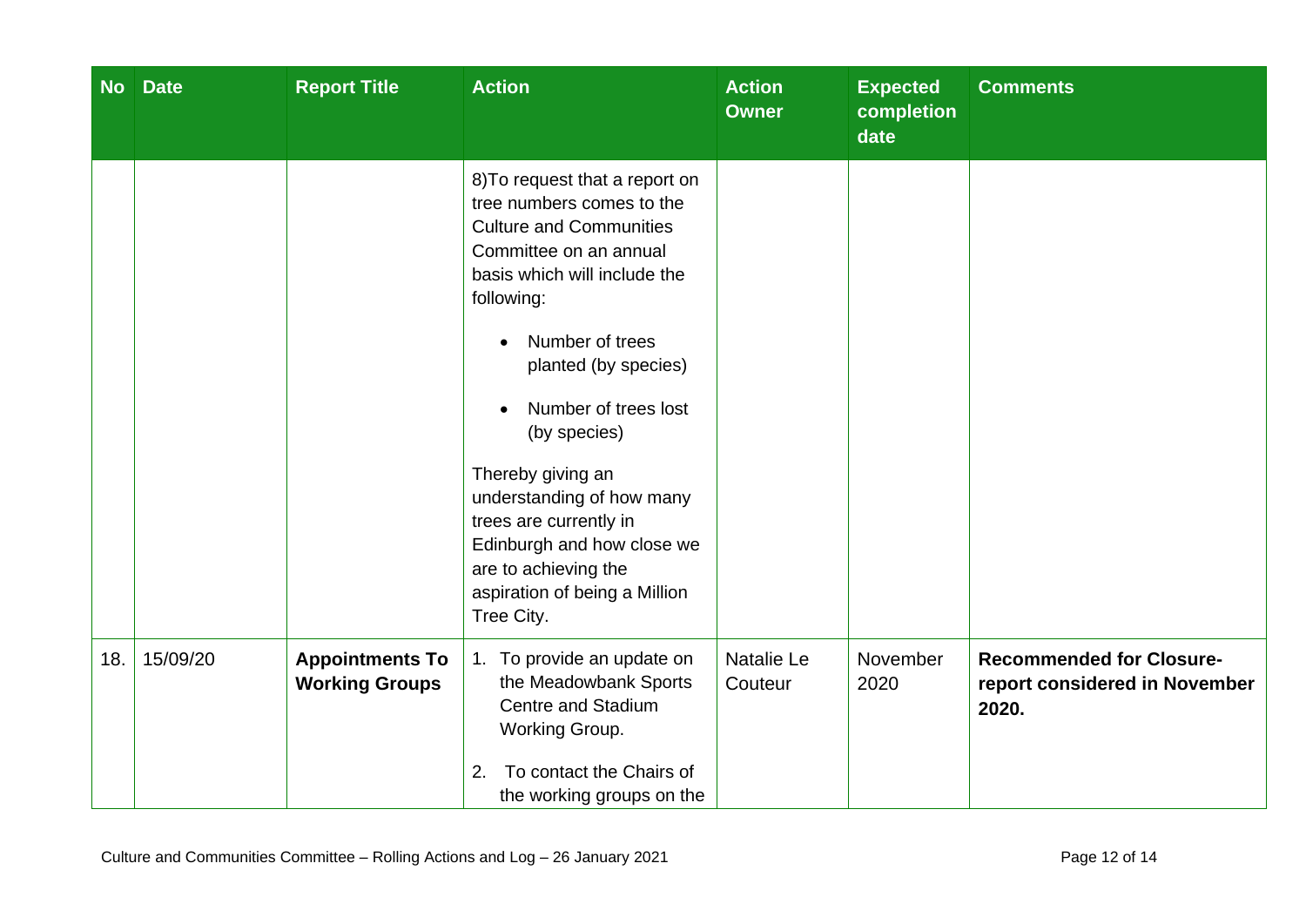| No | Date | Report Title | Action | Action Owner | Expected completion date | Comments |
|---|---|---|---|---|---|---|
| | | | 8)To request that a report on tree numbers comes to the Culture and Communities Committee on an annual basis which will include the following:<br><br>• Number of trees planted (by species)<br><br>• Number of trees lost (by species)<br><br>Thereby giving an understanding of how many trees are currently in Edinburgh and how close we are to achieving the aspiration of being a Million Tree City. | | | |
| 18. | 15/09/20 | **Appointments To Working Groups** | 1. To provide an update on the Meadowbank Sports Centre and Stadium Working Group.<br><br>2. To contact the Chairs of the working groups on the | Natalie Le Couteur | November 2020 | **Recommended for Closure- report considered in November 2020.** |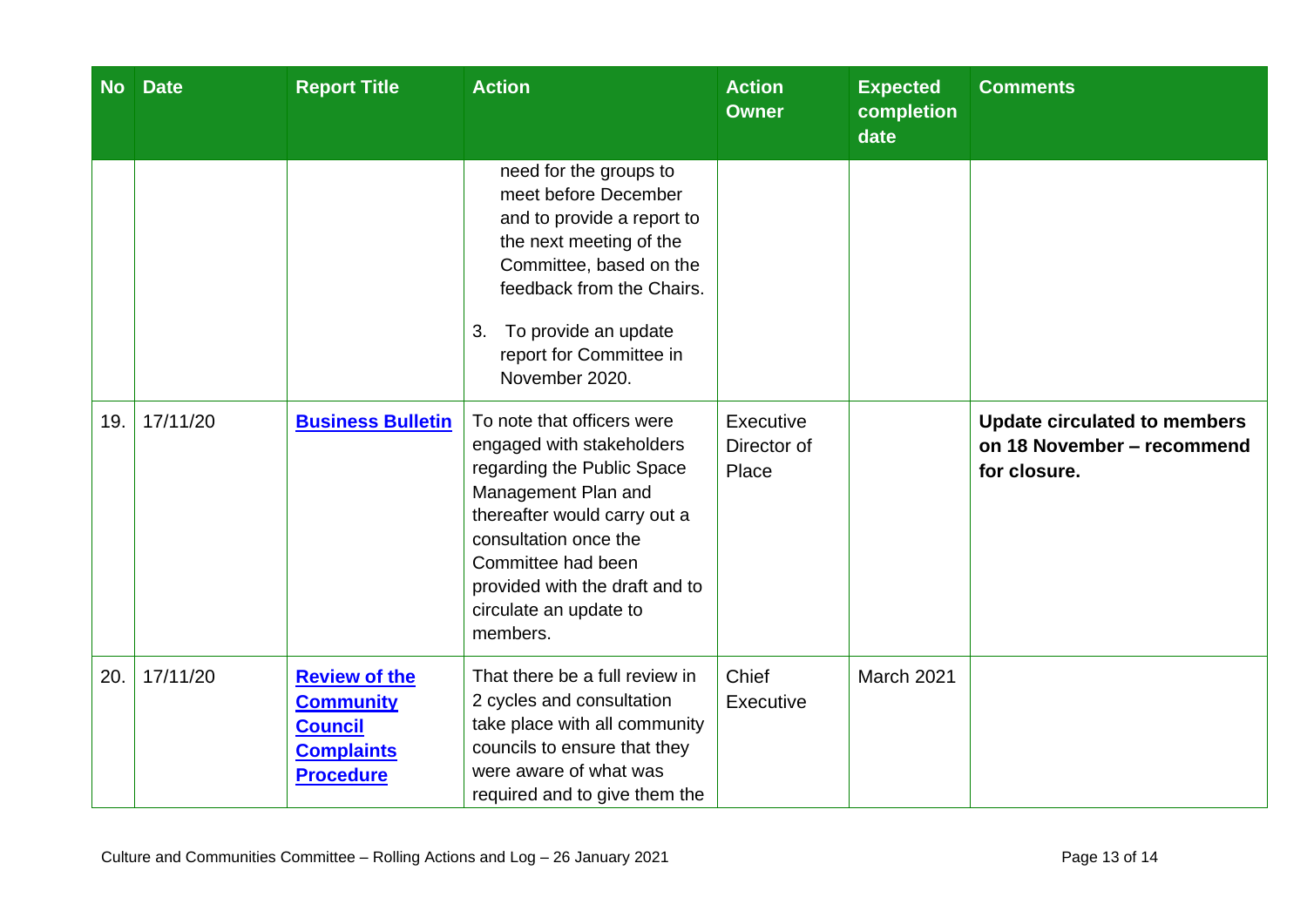| No | Date | Report Title | Action | Action Owner | Expected completion date | Comments |
|---|---|---|---|---|---|---|
| | | | need for the groups to meet before December and to provide a report to the next meeting of the Committee, based on the feedback from the Chairs.<br><br>3. To provide an update report for Committee in November 2020. | | | |
| 19. | 17/11/20 | **Business Bulletin** | To note that officers were engaged with stakeholders regarding the Public Space Management Plan and thereafter would carry out a consultation once the Committee had been provided with the draft and to circulate an update to members. | Executive Director of Place | | **Update circulated to members on 18 November – recommend for closure.** |
| 20. | 17/11/20 | **Review of the Community Council Complaints Procedure** | That there be a full review in 2 cycles and consultation take place with all community councils to ensure that they were aware of what was required and to give them the | Chief Executive | March 2021 | |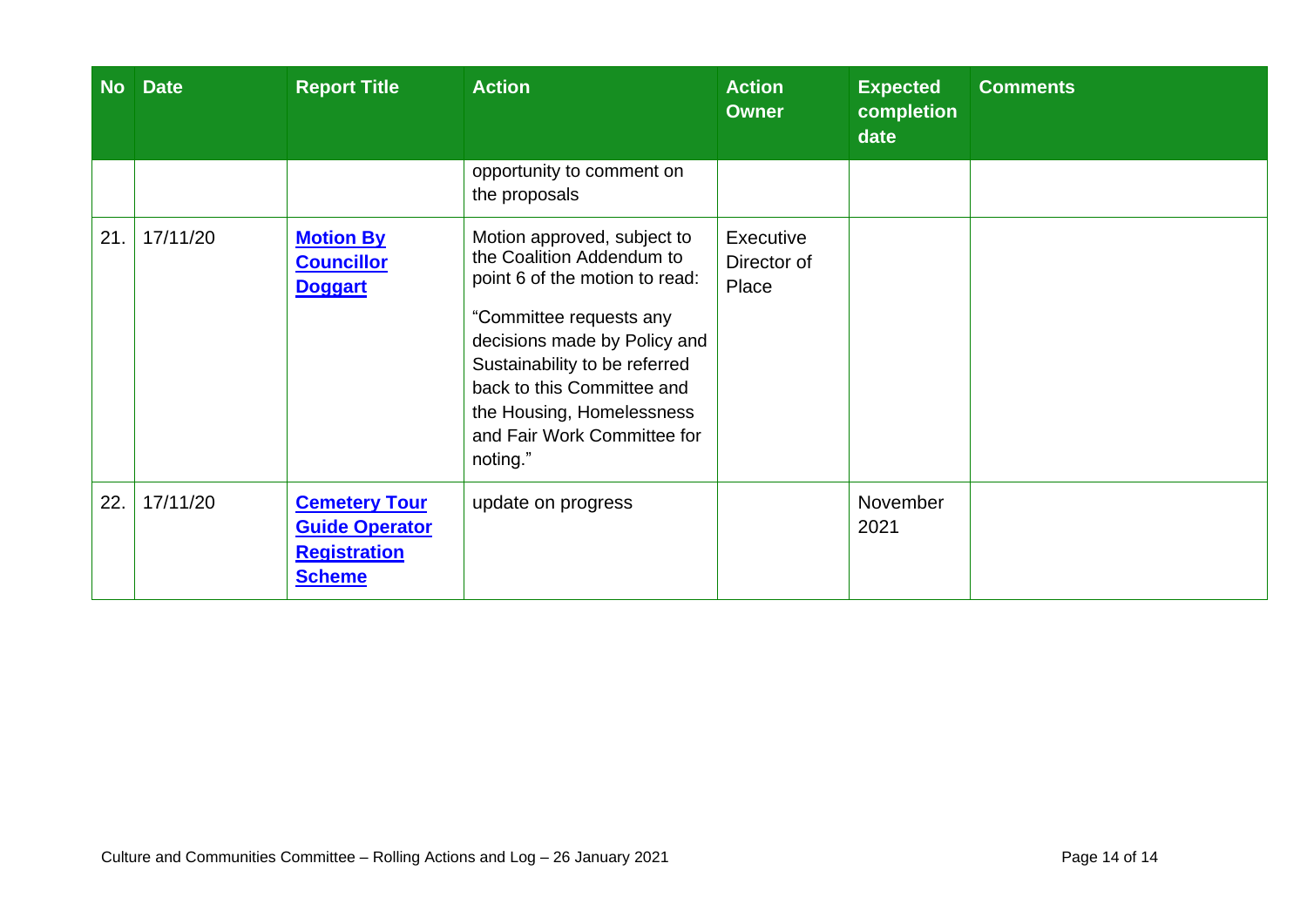| No | Date | Report Title | Action | Action Owner | Expected completion date | Comments |
|---|---|---|---|---|---|---|
| | | | opportunity to comment on the proposals | | | |
| 21. | 17/11/20 | **Motion By Councillor Doggart** | Motion approved, subject to the Coalition Addendum to point 6 of the motion to read: “Committee requests any decisions made by Policy and Sustainability to be referred back to this Committee and the Housing, Homelessness and Fair Work Committee for noting.” | Executive Director of Place | | |
| 22. | 17/11/20 | **Cemetery Tour Guide Operator Registration Scheme** | update on progress | | November 2021 | |